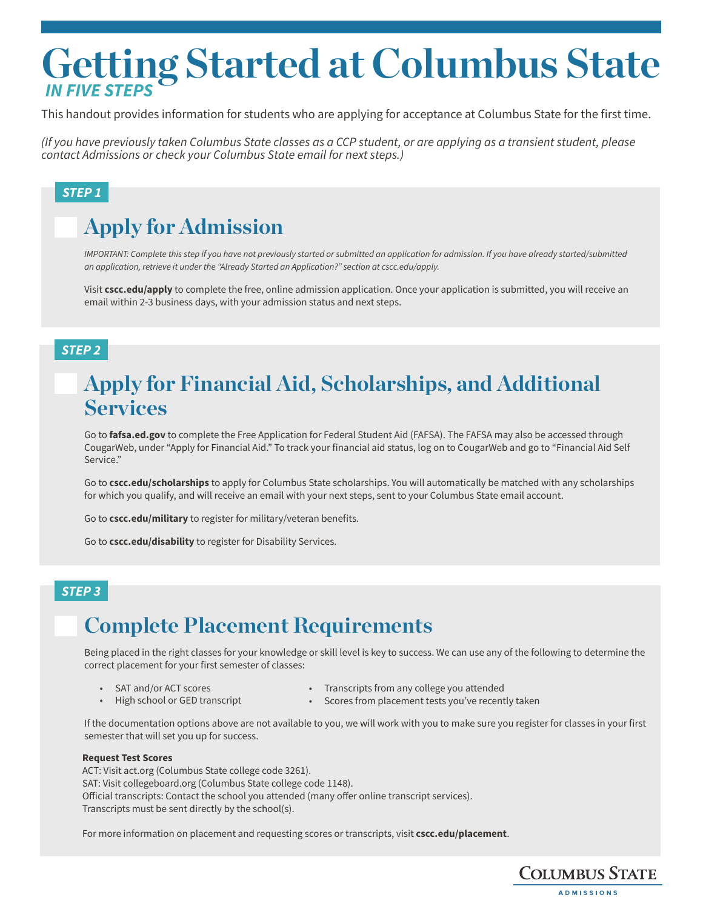# Getting Started at Columbus State

***IN FIVE STEPS***

This handout provides information for students who are applying for acceptance at Columbus State for the first time.

*(If you have previously taken Columbus State classes as a CCP student, or are applying as a transient student, please contact Admissions or check your Columbus State email for next steps.)*

***STEP 1***

## Apply for Admission

*IMPORTANT: Complete this step if you have not previously started or submitted an application for admission. If you have already started/submitted an application, retrieve it under the "Already Started an Application?" section at cscc.edu/apply.*

Visit **cscc.edu/apply** to complete the free, online admission application. Once your application is submitted, you will receive an email within 2-3 business days, with your admission status and next steps.

***STEP 2***

## Apply for Financial Aid, Scholarships, and Additional Services

Go to **fafsa.ed.gov** to complete the Free Application for Federal Student Aid (FAFSA). The FAFSA may also be accessed through CougarWeb, under "Apply for Financial Aid." To track your financial aid status, log on to CougarWeb and go to "Financial Aid Self Service."

Go to **cscc.edu/scholarships** to apply for Columbus State scholarships. You will automatically be matched with any scholarships for which you qualify, and will receive an email with your next steps, sent to your Columbus State email account.

Go to **cscc.edu/military** to register for military/veteran benefits.

Go to **cscc.edu/disability** to register for Disability Services.

***STEP 3***

## Complete Placement Requirements

Being placed in the right classes for your knowledge or skill level is key to success. We can use any of the following to determine the correct placement for your first semester of classes:

- SAT and/or ACT scores
- High school or GED transcript
- Transcripts from any college you attended
- Scores from placement tests you've recently taken

If the documentation options above are not available to you, we will work with you to make sure you register for classes in your first semester that will set you up for success.

**Request Test Scores**

ACT: Visit act.org (Columbus State college code 3261).
SAT: Visit collegeboard.org (Columbus State college code 1148).
Official transcripts: Contact the school you attended (many offer online transcript services).
Transcripts must be sent directly by the school(s).

For more information on placement and requesting scores or transcripts, visit **cscc.edu/placement**.

COLUMBUS STATE
ADMISSIONS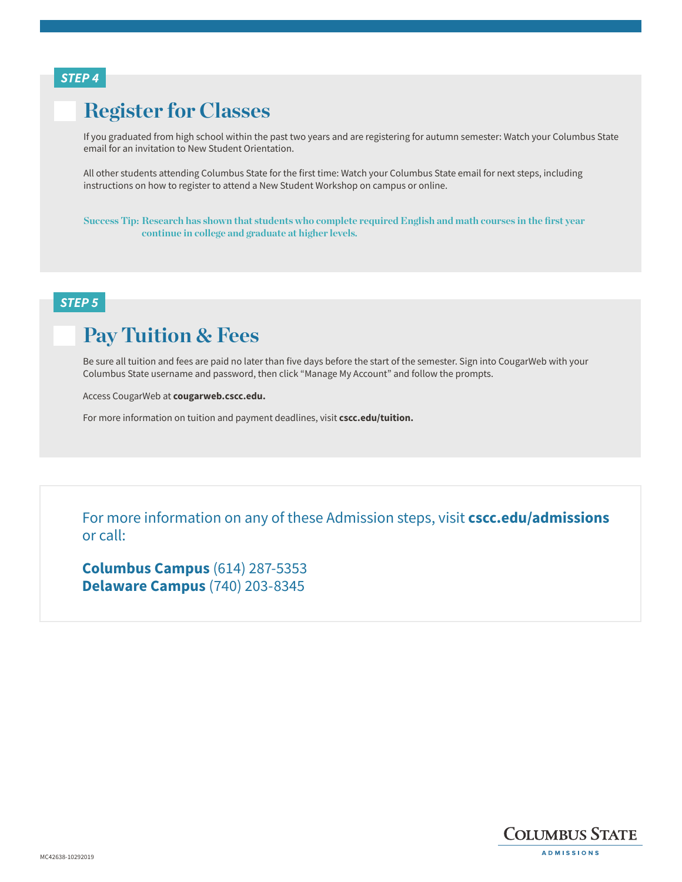*STEP 4*

## Register for Classes

If you graduated from high school within the past two years and are registering for autumn semester: Watch your Columbus State email for an invitation to New Student Orientation.

All other students attending Columbus State for the first time: Watch your Columbus State email for next steps, including instructions on how to register to attend a New Student Workshop on campus or online.

**Success Tip: Research has shown that students who complete required English and math courses in the first year continue in college and graduate at higher levels.**

*STEP 5*

## Pay Tuition & Fees

Be sure all tuition and fees are paid no later than five days before the start of the semester. Sign into CougarWeb with your Columbus State username and password, then click "Manage My Account" and follow the prompts.

Access CougarWeb at **cougarweb.cscc.edu.**

For more information on tuition and payment deadlines, visit **cscc.edu/tuition.**

For more information on any of these Admission steps, visit **cscc.edu/admissions** or call:

**Columbus Campus** (614) 287-5353
**Delaware Campus** (740) 203-8345

COLUMBUS STATE
ADMISSIONS

MC42638-10292019